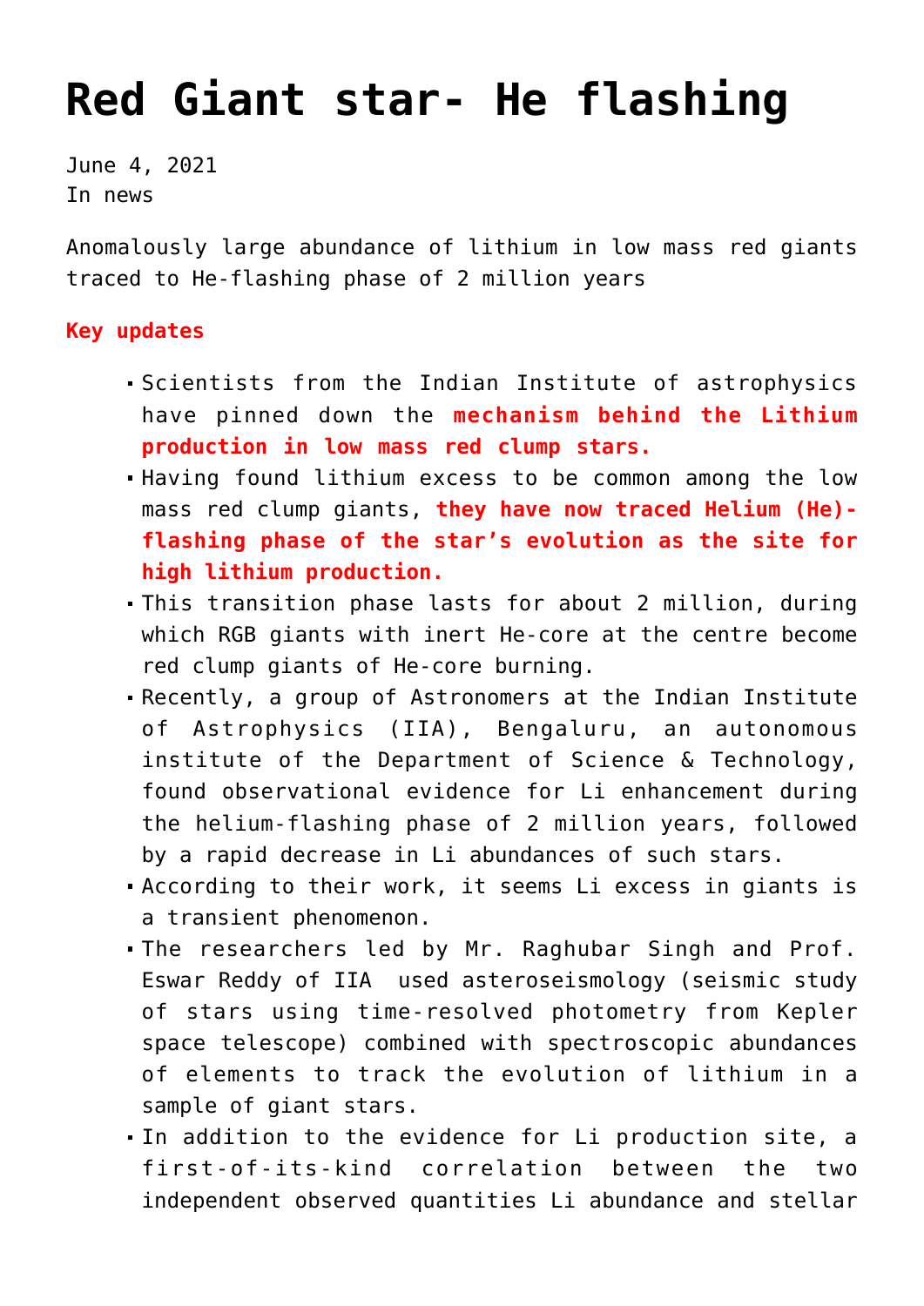# Red Giant star- He flashing

June 4, 2021
In news

Anomalously large abundance of lithium in low mass red giants traced to He-flashing phase of 2 million years

**Key updates**

- Scientists from the Indian Institute of astrophysics have pinned down the **mechanism behind the Lithium production in low mass red clump stars.**
- Having found lithium excess to be common among the low mass red clump giants, **they have now traced Helium (He)-flashing phase of the star's evolution as the site for high lithium production.**
- This transition phase lasts for about 2 million, during which RGB giants with inert He-core at the centre become red clump giants of He-core burning.
- Recently, a group of Astronomers at the Indian Institute of Astrophysics (IIA), Bengaluru, an autonomous institute of the Department of Science & Technology, found observational evidence for Li enhancement during the helium-flashing phase of 2 million years, followed by a rapid decrease in Li abundances of such stars.
- According to their work, it seems Li excess in giants is a transient phenomenon.
- The researchers led by Mr. Raghubar Singh and Prof. Eswar Reddy of IIA used asteroseismology (seismic study of stars using time-resolved photometry from Kepler space telescope) combined with spectroscopic abundances of elements to track the evolution of lithium in a sample of giant stars.
- In addition to the evidence for Li production site, a first-of-its-kind correlation between the two independent observed quantities Li abundance and stellar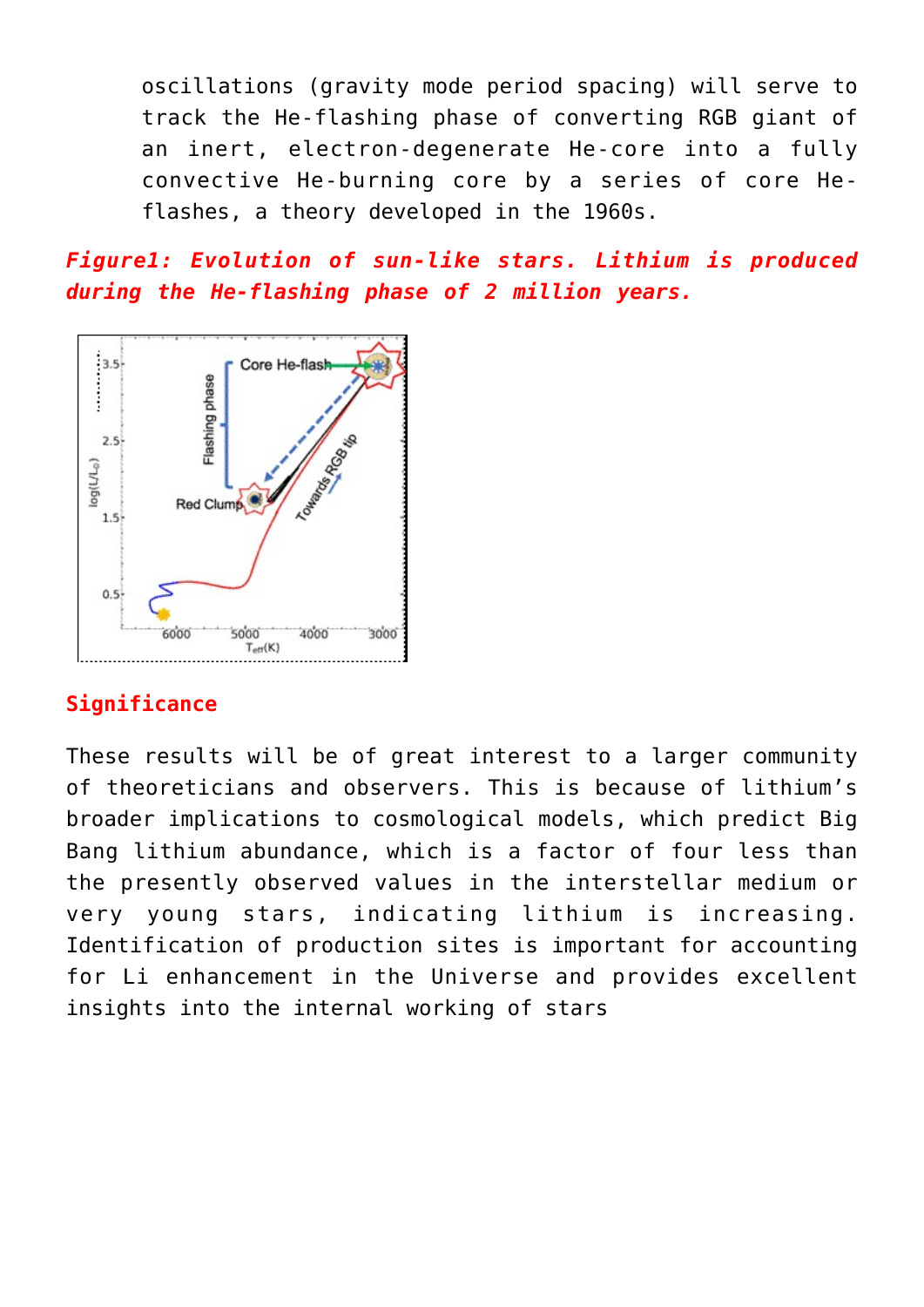oscillations (gravity mode period spacing) will serve to track the He-flashing phase of converting RGB giant of an inert, electron-degenerate He-core into a fully convective He-burning core by a series of core He-flashes, a theory developed in the 1960s.

***Figure1: Evolution of sun-like stars. Lithium is produced during the He-flashing phase of 2 million years.***

Core He-flash
Flashing phase
Red Clump
Towards RGB tip
$\log(L/L_{\odot})$
3.5
2.5
1.5
0.5
6000
5000
4000
3000
$T_{eff}$(K)

**Significance**

These results will be of great interest to a larger community of theoreticians and observers. This is because of lithium's broader implications to cosmological models, which predict Big Bang lithium abundance, which is a factor of four less than the presently observed values in the interstellar medium or very young stars, indicating lithium is increasing. Identification of production sites is important for accounting for Li enhancement in the Universe and provides excellent insights into the internal working of stars